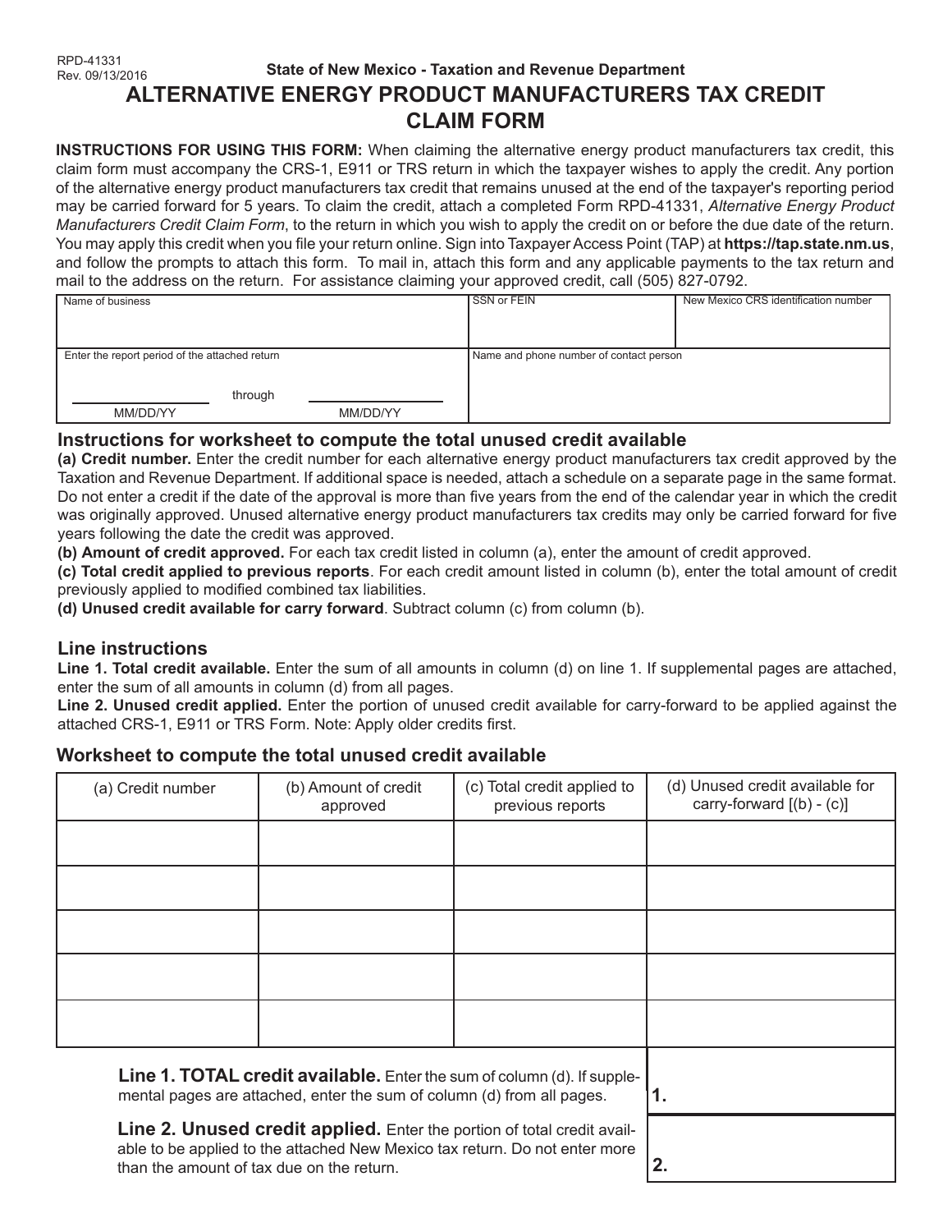RPD-41331
Rev. 09/13/2016

State of New Mexico - Taxation and Revenue Department

# ALTERNATIVE ENERGY PRODUCT MANUFACTURERS TAX CREDIT CLAIM FORM

**INSTRUCTIONS FOR USING THIS FORM:** When claiming the alternative energy product manufacturers tax credit, this claim form must accompany the CRS-1, E911 or TRS return in which the taxpayer wishes to apply the credit. Any portion of the alternative energy product manufacturers tax credit that remains unused at the end of the taxpayer's reporting period may be carried forward for 5 years. To claim the credit, attach a completed Form RPD-41331, *Alternative Energy Product Manufacturers Credit Claim Form*, to the return in which you wish to apply the credit on or before the due date of the return. You may apply this credit when you file your return online. Sign into Taxpayer Access Point (TAP) at **https://tap.state.nm.us**, and follow the prompts to attach this form. To mail in, attach this form and any applicable payments to the tax return and mail to the address on the return. For assistance claiming your approved credit, call (505) 827-0792.

| Name of business | SSN or FEIN | New Mexico CRS identification number |
|---|---|---|
| | | |
| Enter the report period of the attached return<br>\_\_\_\_\_\_\_\_ through \_\_\_\_\_\_\_\_<br>MM/DD/YY MM/DD/YY | Name and phone number of contact person | |

## Instructions for worksheet to compute the total unused credit available

**(a) Credit number.** Enter the credit number for each alternative energy product manufacturers tax credit approved by the Taxation and Revenue Department. If additional space is needed, attach a schedule on a separate page in the same format. Do not enter a credit if the date of the approval is more than five years from the end of the calendar year in which the credit was originally approved. Unused alternative energy product manufacturers tax credits may only be carried forward for five years following the date the credit was approved.

**(b) Amount of credit approved.** For each tax credit listed in column (a), enter the amount of credit approved.

**(c) Total credit applied to previous reports**. For each credit amount listed in column (b), enter the total amount of credit previously applied to modified combined tax liabilities.

**(d) Unused credit available for carry forward**. Subtract column (c) from column (b).

## Line instructions

**Line 1. Total credit available.** Enter the sum of all amounts in column (d) on line 1. If supplemental pages are attached, enter the sum of all amounts in column (d) from all pages.

**Line 2. Unused credit applied.** Enter the portion of unused credit available for carry-forward to be applied against the attached CRS-1, E911 or TRS Form. Note: Apply older credits first.

## Worksheet to compute the total unused credit available

| (a) Credit number | (b) Amount of credit approved | (c) Total credit applied to previous reports | (d) Unused credit available for carry-forward [(b) - (c)] |
|---|---|---|---|
| | | | |
| | | | |
| | | | |
| | | | |
| | | | |

| | |
|---|---|
| **Line 1. TOTAL credit available.** Enter the sum of column (d). If supplemental pages are attached, enter the sum of column (d) from all pages. | 1. |
| **Line 2. Unused credit applied.** Enter the portion of total credit available to be applied to the attached New Mexico tax return. Do not enter more than the amount of tax due on the return. | 2. |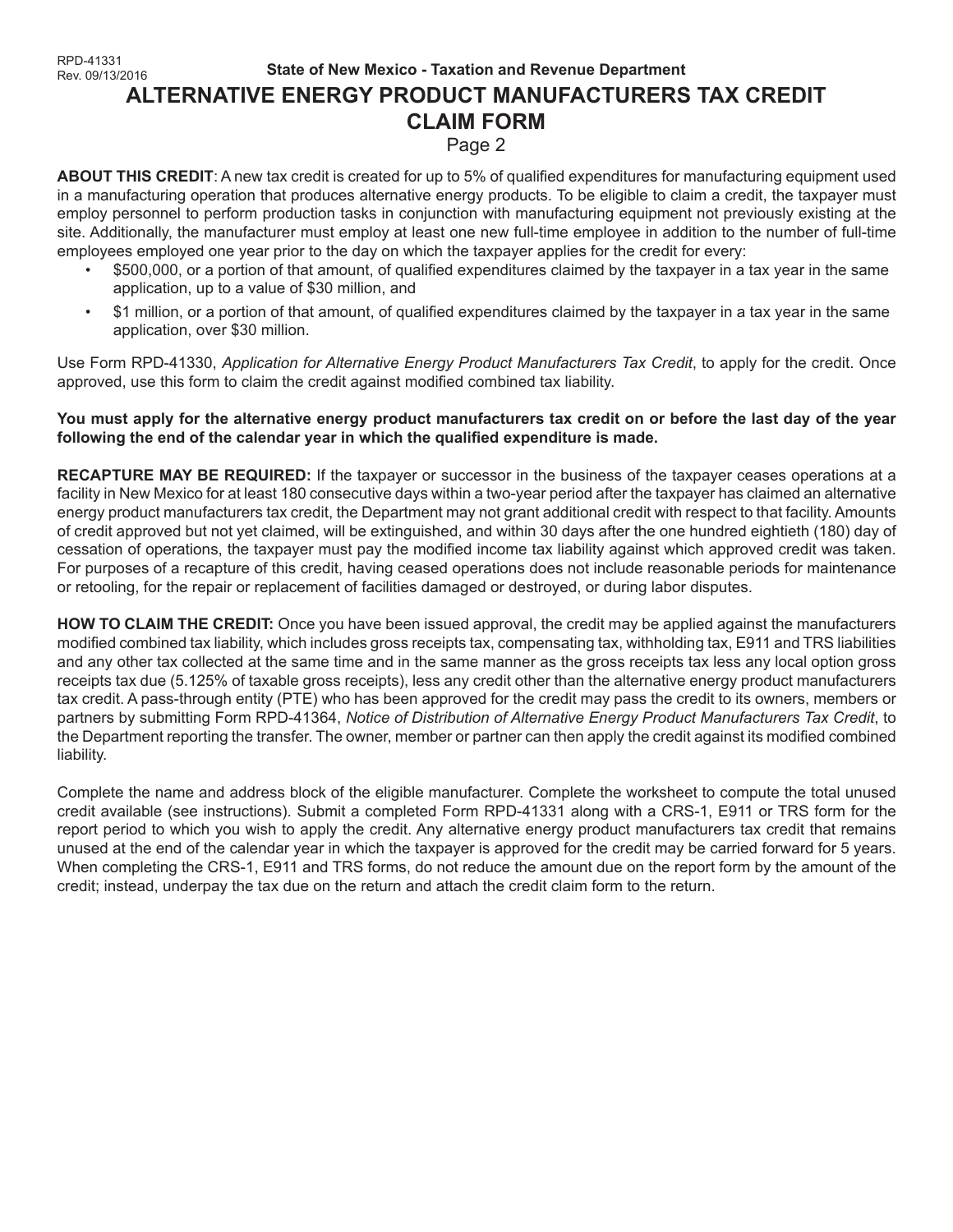**State of New Mexico - Taxation and Revenue Department**

# ALTERNATIVE ENERGY PRODUCT MANUFACTURERS TAX CREDIT CLAIM FORM

Page 2

**ABOUT THIS CREDIT**: A new tax credit is created for up to 5% of qualified expenditures for manufacturing equipment used in a manufacturing operation that produces alternative energy products. To be eligible to claim a credit, the taxpayer must employ personnel to perform production tasks in conjunction with manufacturing equipment not previously existing at the site. Additionally, the manufacturer must employ at least one new full-time employee in addition to the number of full-time employees employed one year prior to the day on which the taxpayer applies for the credit for every:

- $500,000, or a portion of that amount, of qualified expenditures claimed by the taxpayer in a tax year in the same application, up to a value of $30 million, and
- $1 million, or a portion of that amount, of qualified expenditures claimed by the taxpayer in a tax year in the same application, over $30 million.

Use Form RPD-41330, *Application for Alternative Energy Product Manufacturers Tax Credit*, to apply for the credit. Once approved, use this form to claim the credit against modified combined tax liability.

**You must apply for the alternative energy product manufacturers tax credit on or before the last day of the year following the end of the calendar year in which the qualified expenditure is made.**

**RECAPTURE MAY BE REQUIRED:** If the taxpayer or successor in the business of the taxpayer ceases operations at a facility in New Mexico for at least 180 consecutive days within a two-year period after the taxpayer has claimed an alternative energy product manufacturers tax credit, the Department may not grant additional credit with respect to that facility. Amounts of credit approved but not yet claimed, will be extinguished, and within 30 days after the one hundred eightieth (180) day of cessation of operations, the taxpayer must pay the modified income tax liability against which approved credit was taken. For purposes of a recapture of this credit, having ceased operations does not include reasonable periods for maintenance or retooling, for the repair or replacement of facilities damaged or destroyed, or during labor disputes.

**HOW TO CLAIM THE CREDIT:** Once you have been issued approval, the credit may be applied against the manufacturers modified combined tax liability, which includes gross receipts tax, compensating tax, withholding tax, E911 and TRS liabilities and any other tax collected at the same time and in the same manner as the gross receipts tax less any local option gross receipts tax due (5.125% of taxable gross receipts), less any credit other than the alternative energy product manufacturers tax credit. A pass-through entity (PTE) who has been approved for the credit may pass the credit to its owners, members or partners by submitting Form RPD-41364, *Notice of Distribution of Alternative Energy Product Manufacturers Tax Credit*, to the Department reporting the transfer. The owner, member or partner can then apply the credit against its modified combined liability.

Complete the name and address block of the eligible manufacturer. Complete the worksheet to compute the total unused credit available (see instructions). Submit a completed Form RPD-41331 along with a CRS-1, E911 or TRS form for the report period to which you wish to apply the credit. Any alternative energy product manufacturers tax credit that remains unused at the end of the calendar year in which the taxpayer is approved for the credit may be carried forward for 5 years. When completing the CRS-1, E911 and TRS forms, do not reduce the amount due on the report form by the amount of the credit; instead, underpay the tax due on the return and attach the credit claim form to the return.